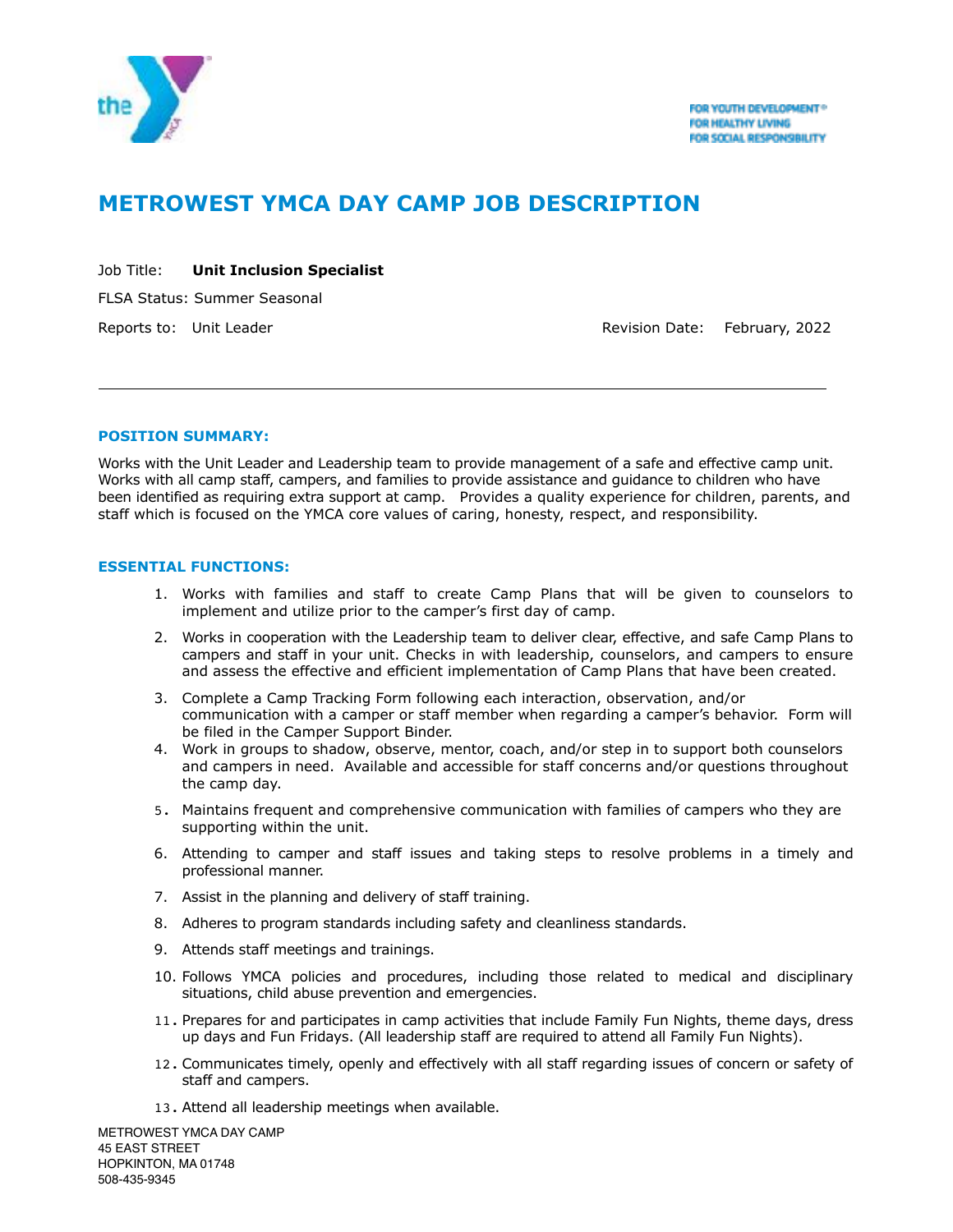FOR YOUTH DEVELOPMENT®
FOR HEALTHY LIVING
FOR SOCIAL RESPONSIBILITY

# METROWEST YMCA DAY CAMP JOB DESCRIPTION

Job Title: **Unit Inclusion Specialist**

FLSA Status: Summer Seasonal

Reports to: Unit Leader

Revision Date: February, 2022

---

### POSITION SUMMARY:

Works with the Unit Leader and Leadership team to provide management of a safe and effective camp unit. Works with all camp staff, campers, and families to provide assistance and guidance to children who have been identified as requiring extra support at camp. Provides a quality experience for children, parents, and staff which is focused on the YMCA core values of caring, honesty, respect, and responsibility.

### ESSENTIAL FUNCTIONS:

1. Works with families and staff to create Camp Plans that will be given to counselors to implement and utilize prior to the camper's first day of camp.
2. Works in cooperation with the Leadership team to deliver clear, effective, and safe Camp Plans to campers and staff in your unit. Checks in with leadership, counselors, and campers to ensure and assess the effective and efficient implementation of Camp Plans that have been created.
3. Complete a Camp Tracking Form following each interaction, observation, and/or communication with a camper or staff member when regarding a camper's behavior. Form will be filed in the Camper Support Binder.
4. Work in groups to shadow, observe, mentor, coach, and/or step in to support both counselors and campers in need. Available and accessible for staff concerns and/or questions throughout the camp day.
5. Maintains frequent and comprehensive communication with families of campers who they are supporting within the unit.
6. Attending to camper and staff issues and taking steps to resolve problems in a timely and professional manner.
7. Assist in the planning and delivery of staff training.
8. Adheres to program standards including safety and cleanliness standards.
9. Attends staff meetings and trainings.
10. Follows YMCA policies and procedures, including those related to medical and disciplinary situations, child abuse prevention and emergencies.
11. Prepares for and participates in camp activities that include Family Fun Nights, theme days, dress up days and Fun Fridays. (All leadership staff are required to attend all Family Fun Nights).
12. Communicates timely, openly and effectively with all staff regarding issues of concern or safety of staff and campers.
13. Attend all leadership meetings when available.

METROWEST YMCA DAY CAMP
45 EAST STREET
HOPKINTON, MA 01748
508-435-9345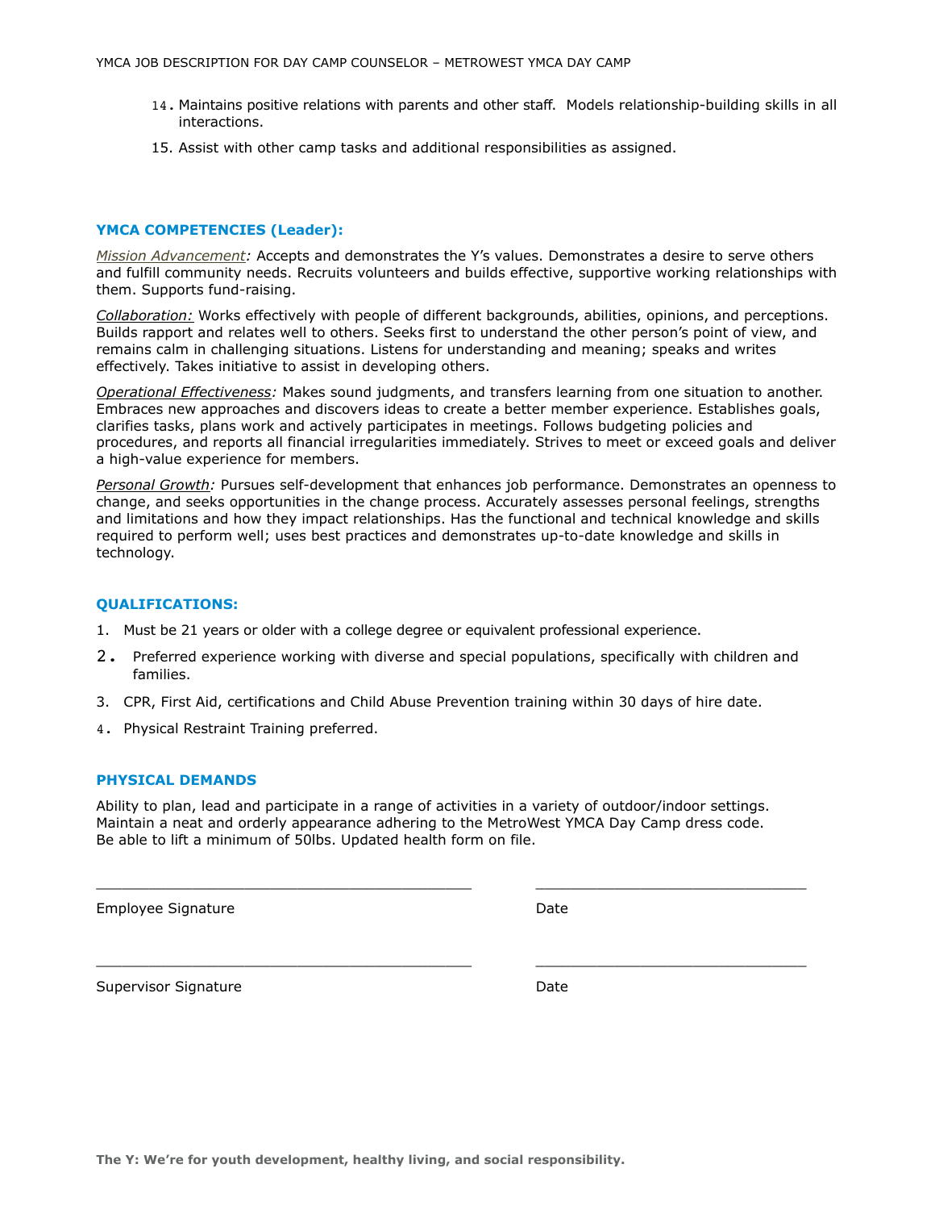14. Maintains positive relations with parents and other staff. Models relationship-building skills in all interactions.
15. Assist with other camp tasks and additional responsibilities as assigned.

### YMCA COMPETENCIES (Leader):

*Mission Advancement:* Accepts and demonstrates the Y's values. Demonstrates a desire to serve others and fulfill community needs. Recruits volunteers and builds effective, supportive working relationships with them. Supports fund-raising.

*Collaboration:* Works effectively with people of different backgrounds, abilities, opinions, and perceptions. Builds rapport and relates well to others. Seeks first to understand the other person's point of view, and remains calm in challenging situations. Listens for understanding and meaning; speaks and writes effectively. Takes initiative to assist in developing others.

*Operational Effectiveness:* Makes sound judgments, and transfers learning from one situation to another. Embraces new approaches and discovers ideas to create a better member experience. Establishes goals, clarifies tasks, plans work and actively participates in meetings. Follows budgeting policies and procedures, and reports all financial irregularities immediately. Strives to meet or exceed goals and deliver a high-value experience for members.

*Personal Growth:* Pursues self-development that enhances job performance. Demonstrates an openness to change, and seeks opportunities in the change process. Accurately assesses personal feelings, strengths and limitations and how they impact relationships. Has the functional and technical knowledge and skills required to perform well; uses best practices and demonstrates up-to-date knowledge and skills in technology.

### QUALIFICATIONS:

1. Must be 21 years or older with a college degree or equivalent professional experience.
2. Preferred experience working with diverse and special populations, specifically with children and families.
3. CPR, First Aid, certifications and Child Abuse Prevention training within 30 days of hire date.
4. Physical Restraint Training preferred.

### PHYSICAL DEMANDS

Ability to plan, lead and participate in a range of activities in a variety of outdoor/indoor settings. Maintain a neat and orderly appearance adhering to the MetroWest YMCA Day Camp dress code. Be able to lift a minimum of 50lbs. Updated health form on file.

\_\_\_\_\_\_\_\_\_\_\_\_\_\_\_\_\_\_\_\_\_\_\_\_\_\_\_\_\_\_\_\_\_\_\_\_\_\_\_\_\_ \_\_\_\_\_\_\_\_\_\_\_\_\_\_\_\_\_\_\_\_\_\_\_\_\_\_\_\_\_\_

Employee Signature Date

\_\_\_\_\_\_\_\_\_\_\_\_\_\_\_\_\_\_\_\_\_\_\_\_\_\_\_\_\_\_\_\_\_\_\_\_\_\_\_\_\_ \_\_\_\_\_\_\_\_\_\_\_\_\_\_\_\_\_\_\_\_\_\_\_\_\_\_\_\_\_\_

Supervisor Signature Date

**The Y: We're for youth development, healthy living, and social responsibility.**